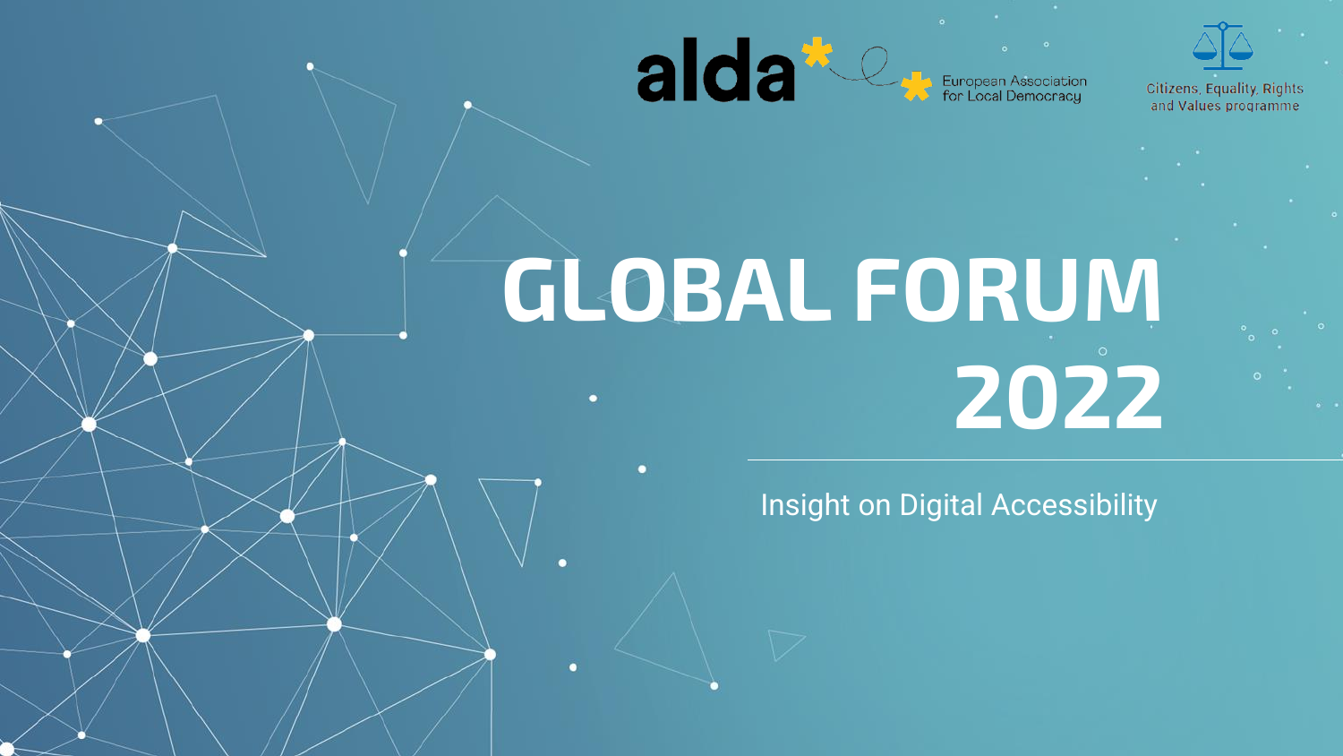alda* European Association for Local Democracy

Citizens, Equality, Rights and Values programme

# GLOBAL FORUM 2022

Insight on Digital Accessibility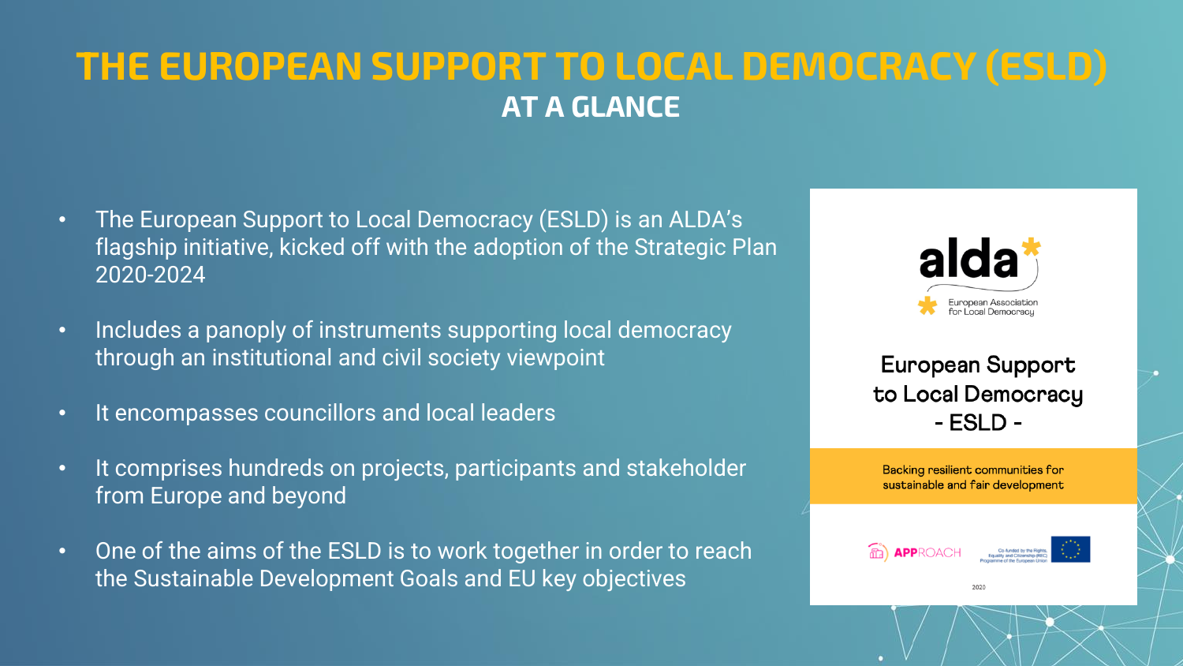# THE EUROPEAN SUPPORT TO LOCAL DEMOCRACY (ESLD)

## AT A GLANCE

- The European Support to Local Democracy (ESLD) is an ALDA's flagship initiative, kicked off with the adoption of the Strategic Plan 2020-2024
- Includes a panoply of instruments supporting local democracy through an institutional and civil society viewpoint
- It encompasses councillors and local leaders
- It comprises hundreds on projects, participants and stakeholder from Europe and beyond
- One of the aims of the ESLD is to work together in order to reach the Sustainable Development Goals and EU key objectives

alda

European Association for Local Democracy

European Support to Local Democracy - ESLD -

Backing resilient communities for sustainable and fair development

APPROACH

Co-funded by the Rights, Equality and Citizenship (REC) Programme of the European Union

2020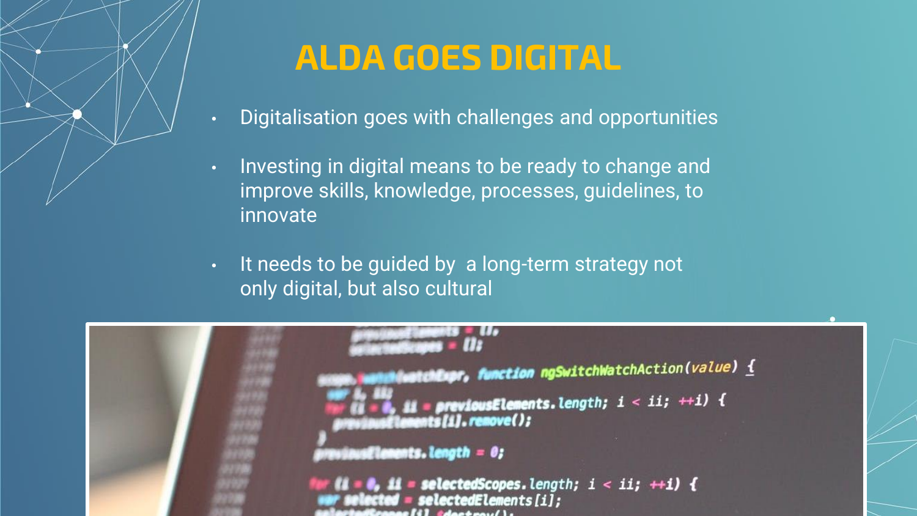# ALDA GOES DIGITAL

- Digitalisation goes with challenges and opportunities
- Investing in digital means to be ready to change and improve skills, knowledge, processes, guidelines, to innovate
- It needs to be guided by a long-term strategy not only digital, but also cultural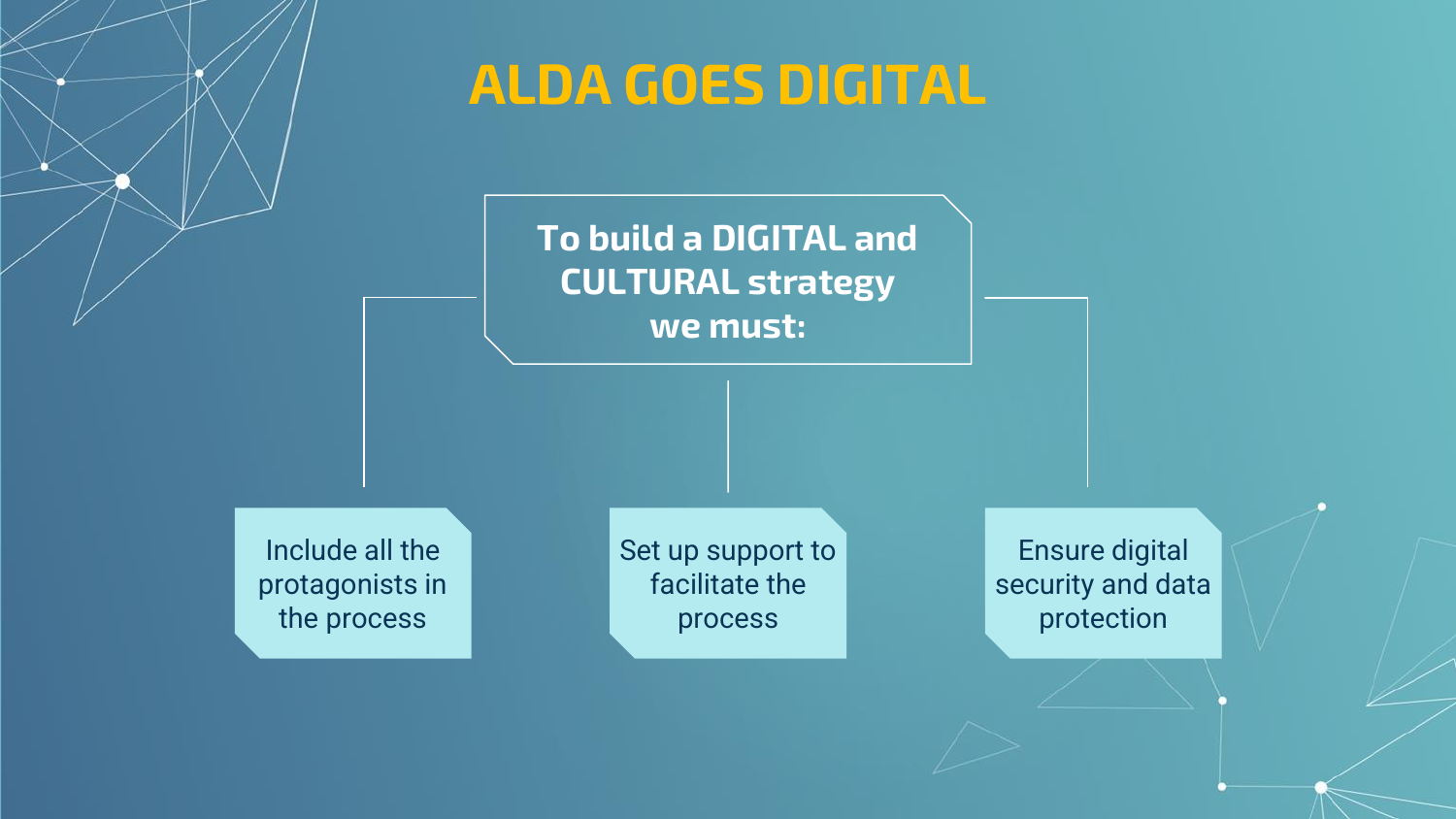# ALDA GOES DIGITAL

**To build a DIGITAL and CULTURAL strategy we must:**

- Include all the protagonists in the process
- Set up support to facilitate the process
- Ensure digital security and data protection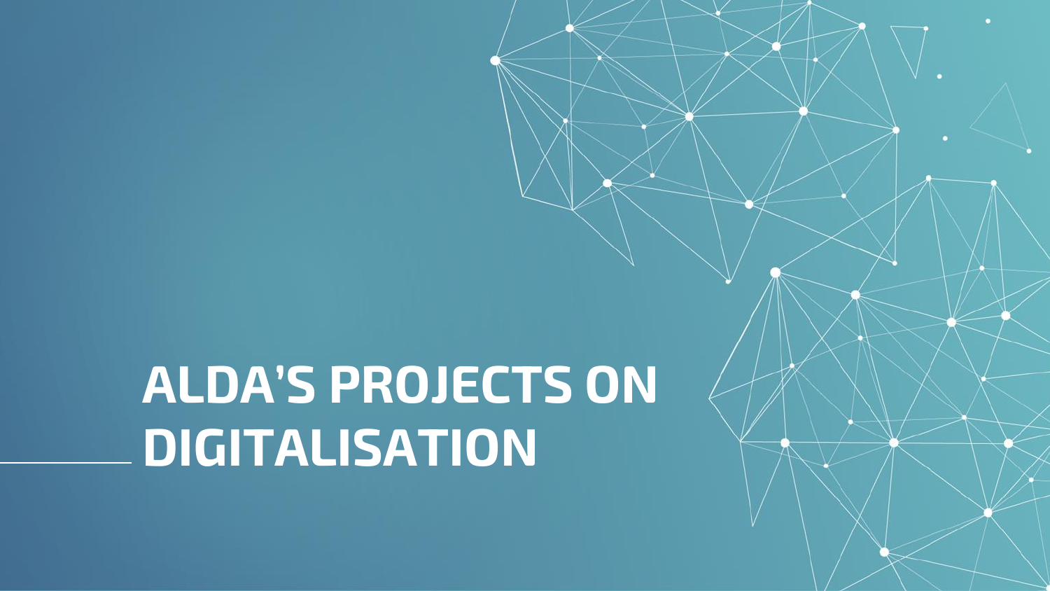# ALDA'S PROJECTS ON DIGITALISATION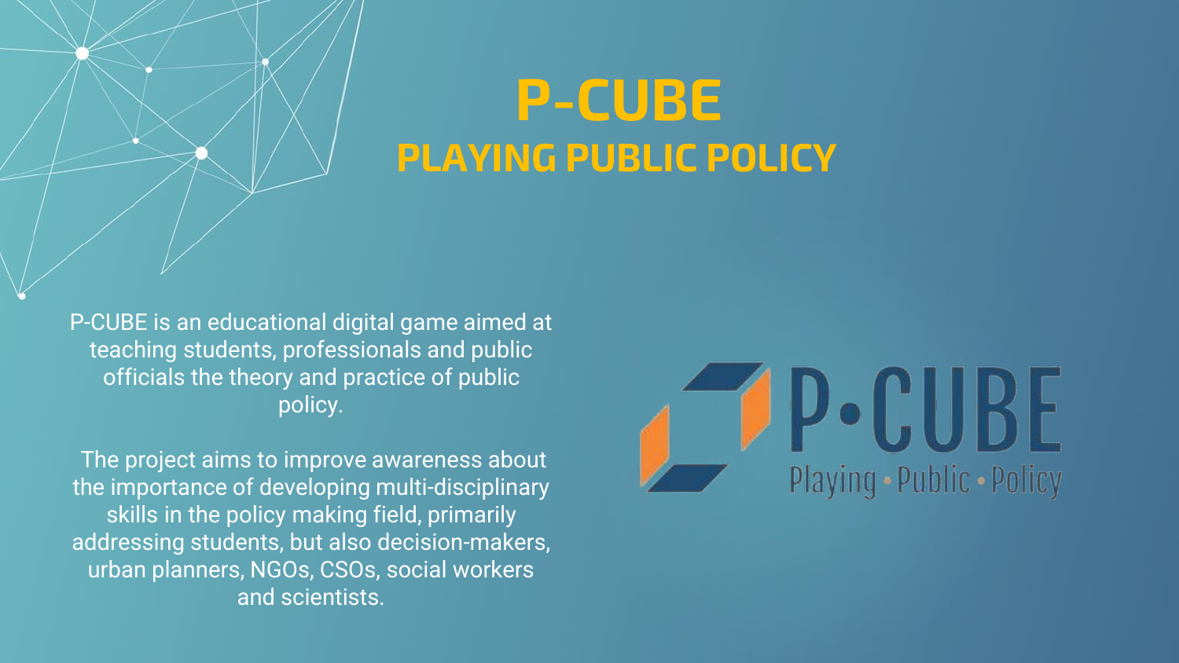# P-CUBE

## PLAYING PUBLIC POLICY

P-CUBE is an educational digital game aimed at teaching students, professionals and public officials the theory and practice of public policy.

The project aims to improve awareness about the importance of developing multi-disciplinary skills in the policy making field, primarily addressing students, but also decision-makers, urban planners, NGOs, CSOs, social workers and scientists.

P·CUBE

Playing · Public · Policy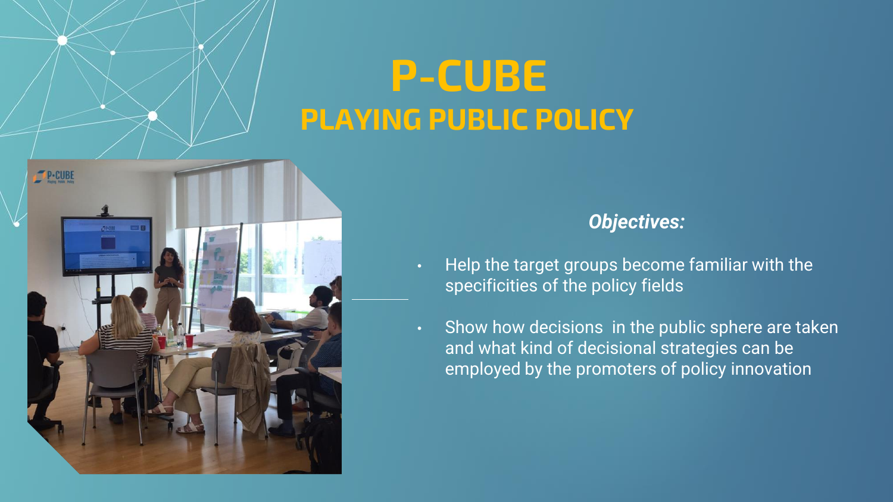# P-CUBE

## PLAYING PUBLIC POLICY

***Objectives:***

- Help the target groups become familiar with the specificities of the policy fields
- Show how decisions  in the public sphere are taken and what kind of decisional strategies can be employed by the promoters of policy innovation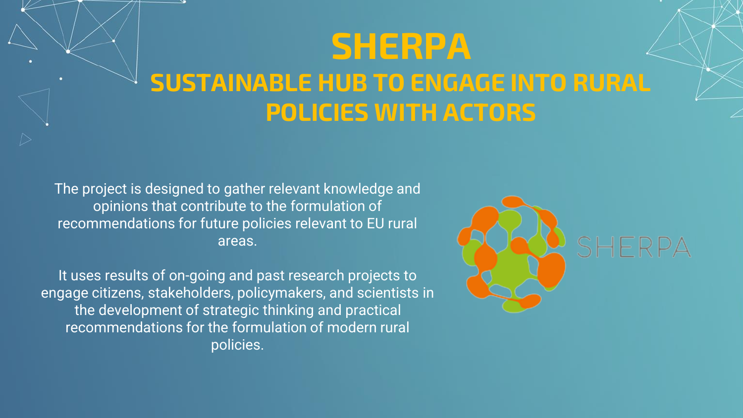# SHERPA

## SUSTAINABLE HUB TO ENGAGE INTO RURAL POLICIES WITH ACTORS

The project is designed to gather relevant knowledge and opinions that contribute to the formulation of recommendations for future policies relevant to EU rural areas.

It uses results of on-going and past research projects to engage citizens, stakeholders, policymakers, and scientists in the development of strategic thinking and practical recommendations for the formulation of modern rural policies.

SHERPA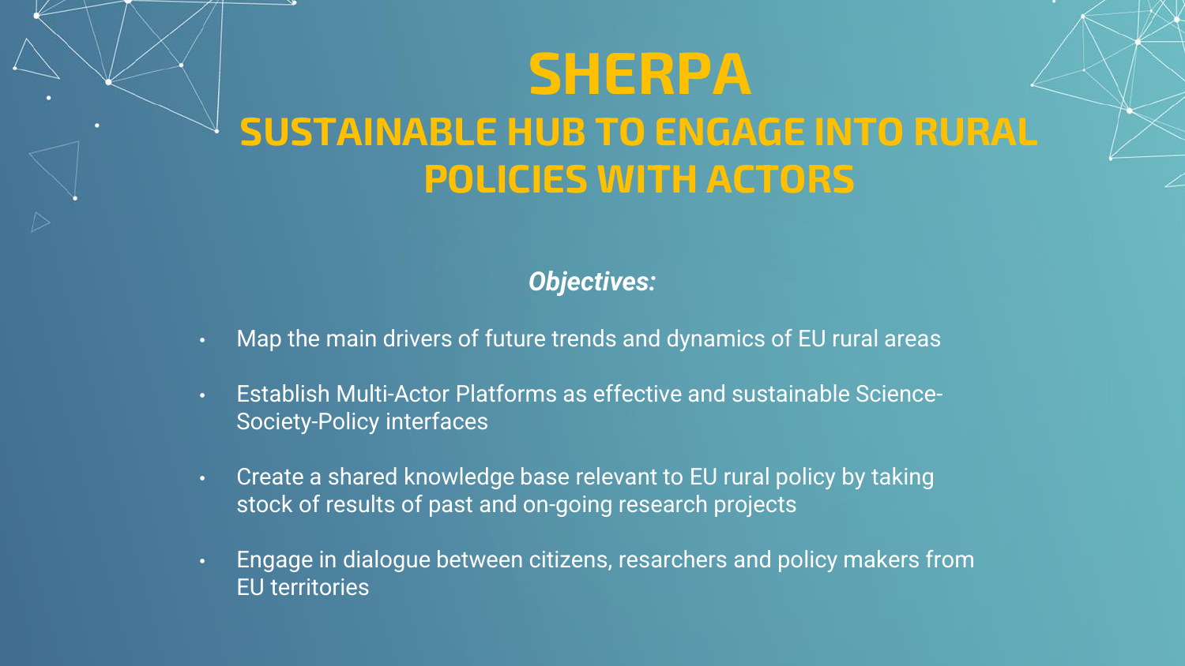# SHERPA

## SUSTAINABLE HUB TO ENGAGE INTO RURAL POLICIES WITH ACTORS

***Objectives:***

- Map the main drivers of future trends and dynamics of EU rural areas
- Establish Multi-Actor Platforms as effective and sustainable Science-Society-Policy interfaces
- Create a shared knowledge base relevant to EU rural policy by taking stock of results of past and on-going research projects
- Engage in dialogue between citizens, resarchers and policy makers from EU territories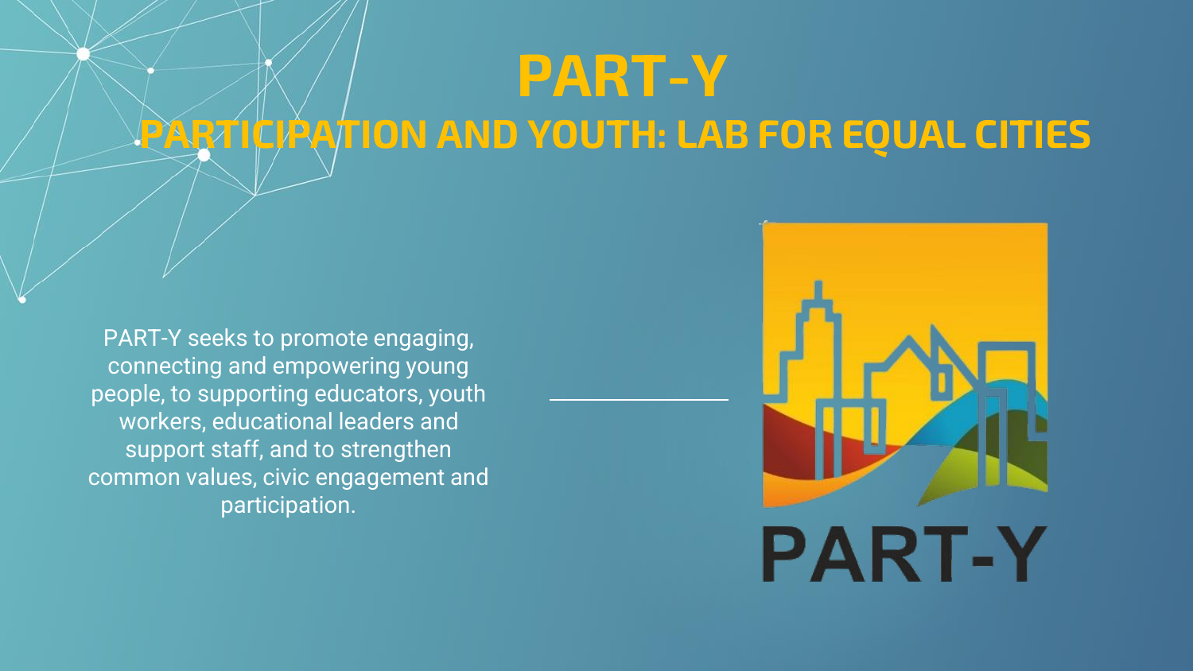# PART-Y

## PARTICIPATION AND YOUTH: LAB FOR EQUAL CITIES

PART-Y seeks to promote engaging, connecting and empowering young people, to supporting educators, youth workers, educational leaders and support staff, and to strengthen common values, civic engagement and participation.

PART-Y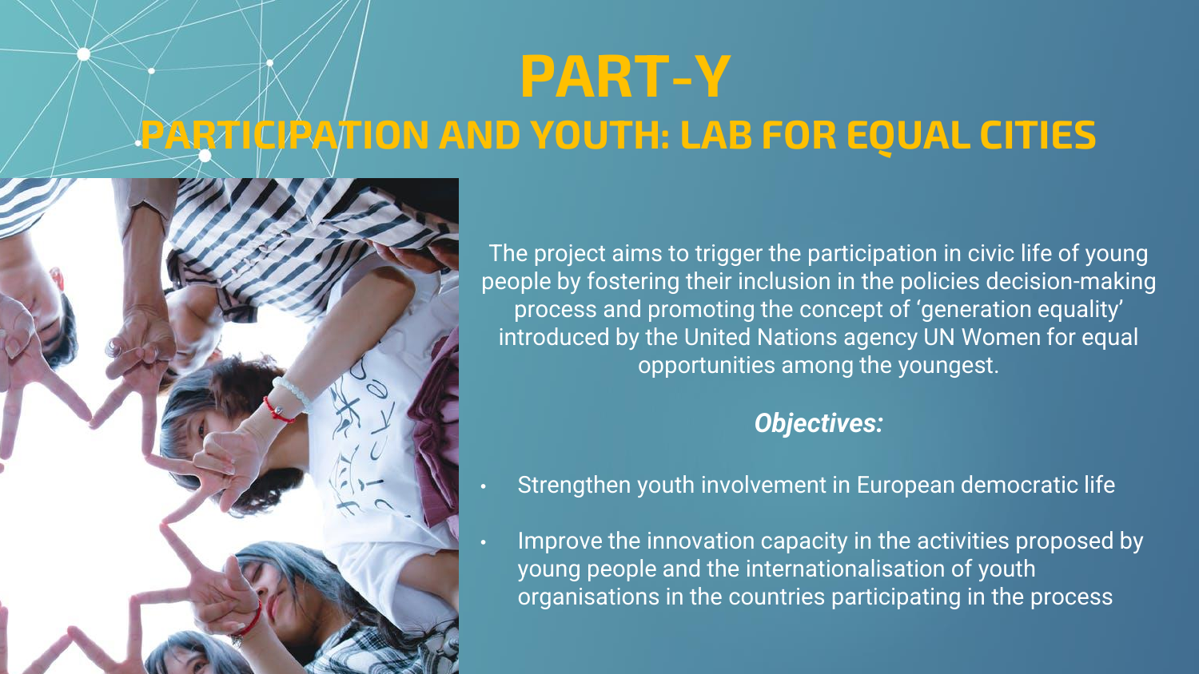# PART-Y

## PARTICIPATION AND YOUTH: LAB FOR EQUAL CITIES

The project aims to trigger the participation in civic life of young people by fostering their inclusion in the policies decision-making process and promoting the concept of 'generation equality' introduced by the United Nations agency UN Women for equal opportunities among the youngest.

***Objectives:***

- Strengthen youth involvement in European democratic life
- Improve the innovation capacity in the activities proposed by young people and the internationalisation of youth organisations in the countries participating in the process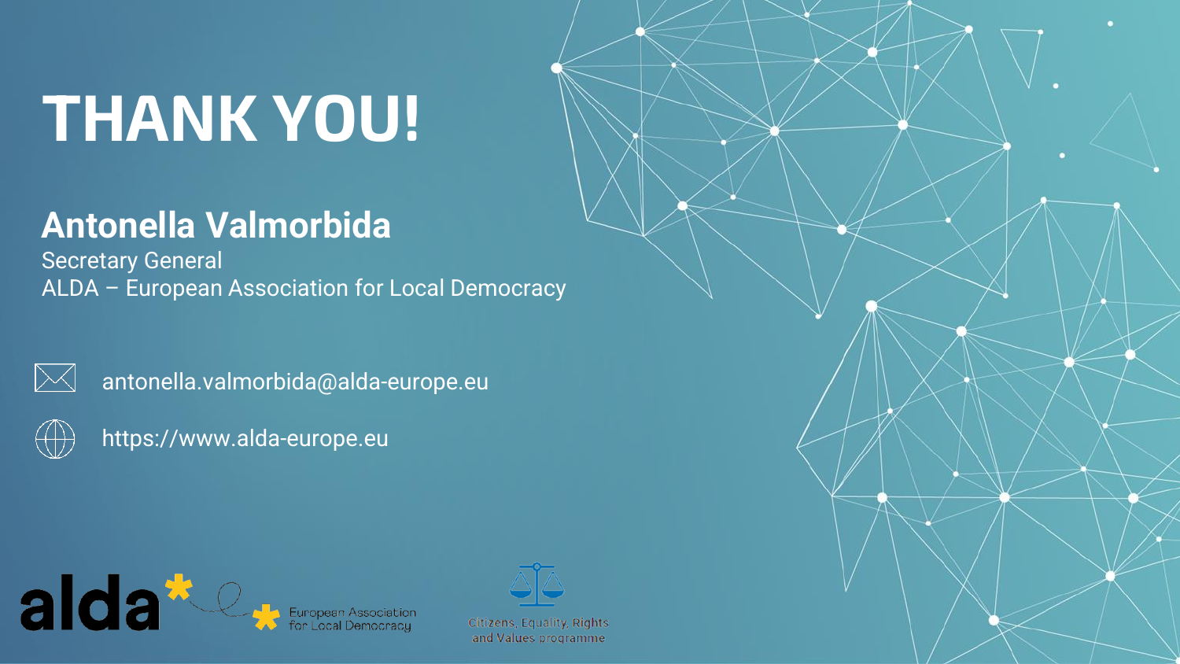# THANK YOU!

## Antonella Valmorbida

Secretary General
ALDA – European Association for Local Democracy

antonella.valmorbida@alda-europe.eu

https://www.alda-europe.eu

alda European Association for Local Democracy

Citizens, Equality, Rights and Values programme